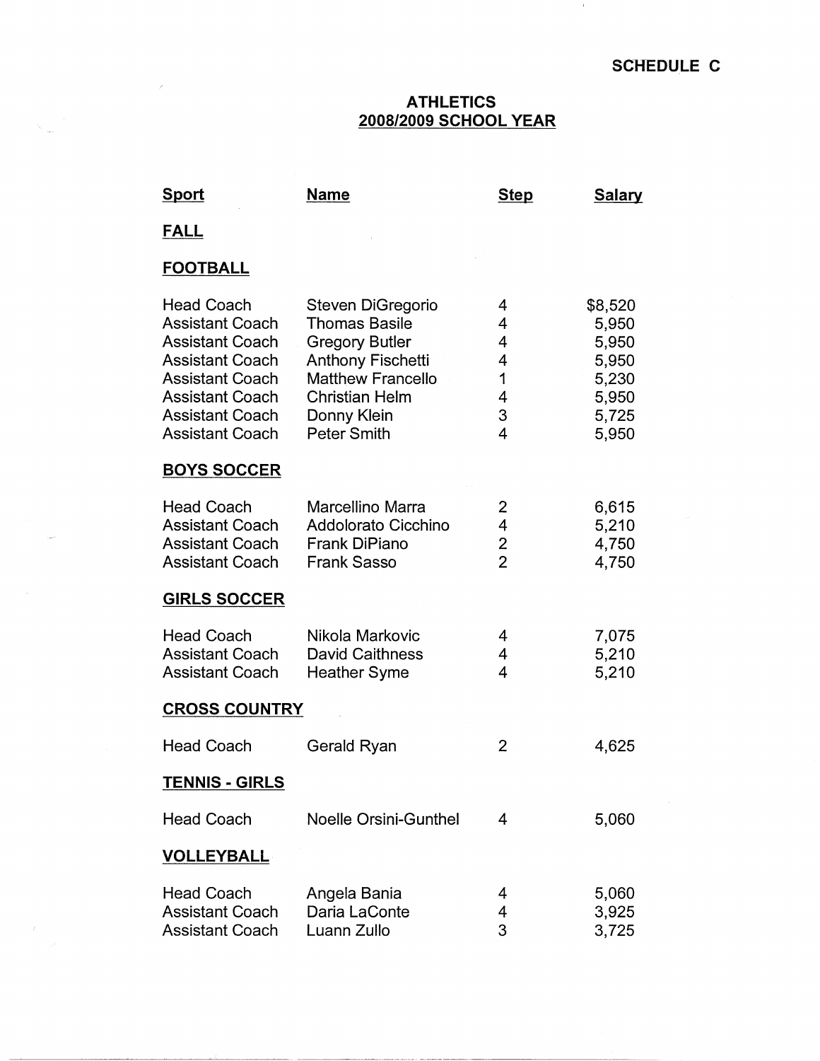**SCHEDULE C**

# ATHLETICS
## 2008/2009 SCHOOL YEAR

| Sport | Name | Step | Salary |
|---|---|---|---|
| **FALL** | | | |
| **FOOTBALL** | | | |
| Head Coach | Steven DiGregorio | 4 | $8,520 |
| Assistant Coach | Thomas Basile | 4 | 5,950 |
| Assistant Coach | Gregory Butler | 4 | 5,950 |
| Assistant Coach | Anthony Fischetti | 4 | 5,950 |
| Assistant Coach | Matthew Francello | 1 | 5,230 |
| Assistant Coach | Christian Helm | 4 | 5,950 |
| Assistant Coach | Donny Klein | 3 | 5,725 |
| Assistant Coach | Peter Smith | 4 | 5,950 |
| **BOYS SOCCER** | | | |
| Head Coach | Marcellino Marra | 2 | 6,615 |
| Assistant Coach | Addolorato Cicchino | 4 | 5,210 |
| Assistant Coach | Frank DiPiano | 2 | 4,750 |
| Assistant Coach | Frank Sasso | 2 | 4,750 |
| **GIRLS SOCCER** | | | |
| Head Coach | Nikola Markovic | 4 | 7,075 |
| Assistant Coach | David Caithness | 4 | 5,210 |
| Assistant Coach | Heather Syme | 4 | 5,210 |
| **CROSS COUNTRY** | | | |
| Head Coach | Gerald Ryan | 2 | 4,625 |
| **TENNIS - GIRLS** | | | |
| Head Coach | Noelle Orsini-Gunthel | 4 | 5,060 |
| **VOLLEYBALL** | | | |
| Head Coach | Angela Bania | 4 | 5,060 |
| Assistant Coach | Daria LaConte | 4 | 3,925 |
| Assistant Coach | Luann Zullo | 3 | 3,725 |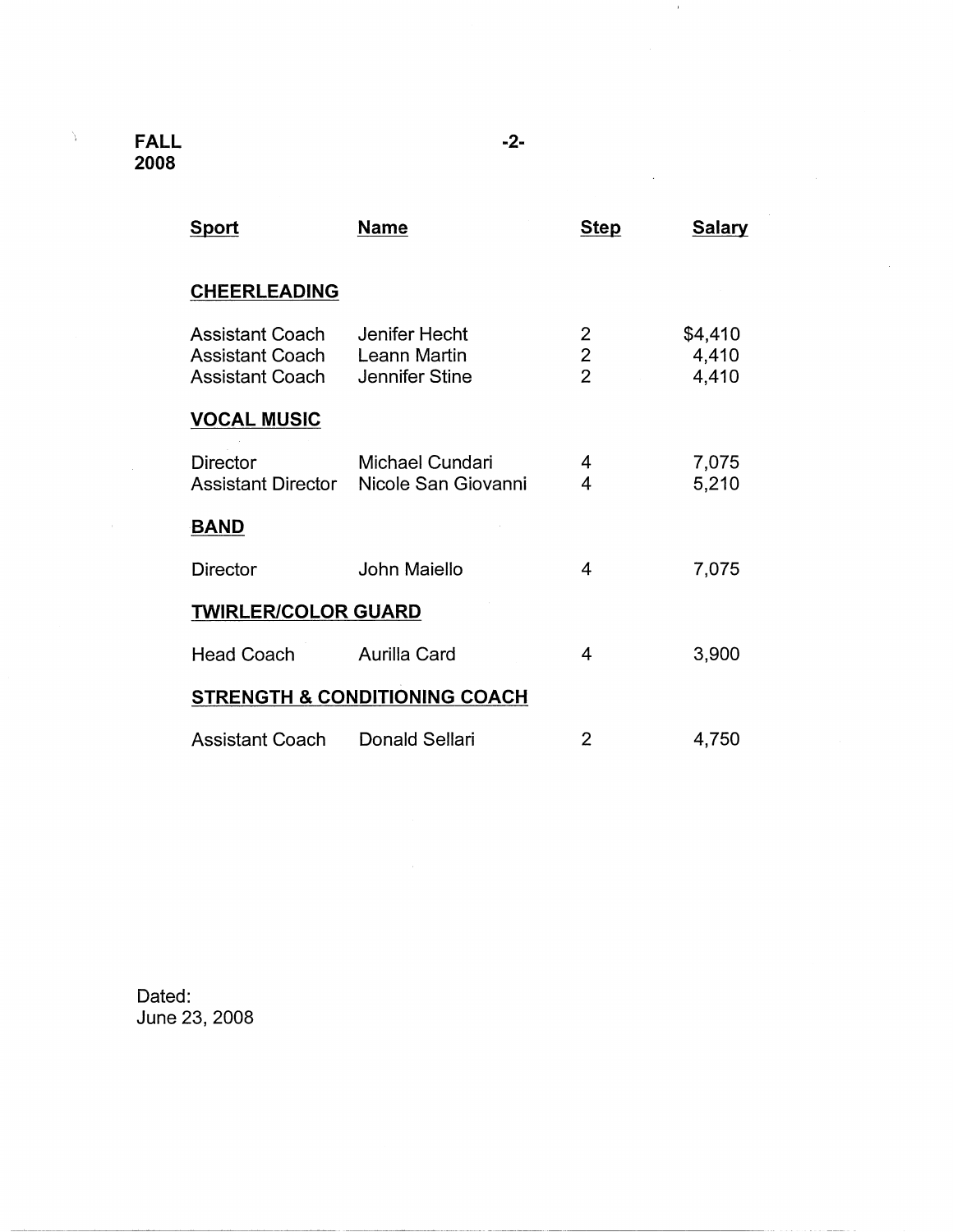**FALL 2008**

| Sport | Name | Step | Salary |
|---|---|---|---|
| **CHEERLEADING** | | | |
| Assistant Coach | Jenifer Hecht | 2 | $4,410 |
| Assistant Coach | Leann Martin | 2 | 4,410 |
| Assistant Coach | Jennifer Stine | 2 | 4,410 |
| **VOCAL MUSIC** | | | |
| Director | Michael Cundari | 4 | 7,075 |
| Assistant Director | Nicole San Giovanni | 4 | 5,210 |
| **BAND** | | | |
| Director | John Maiello | 4 | 7,075 |
| **TWIRLER/COLOR GUARD** | | | |
| Head Coach | Aurilla Card | 4 | 3,900 |
| **STRENGTH & CONDITIONING COACH** | | | |
| Assistant Coach | Donald Sellari | 2 | 4,750 |

Dated:
June 23, 2008